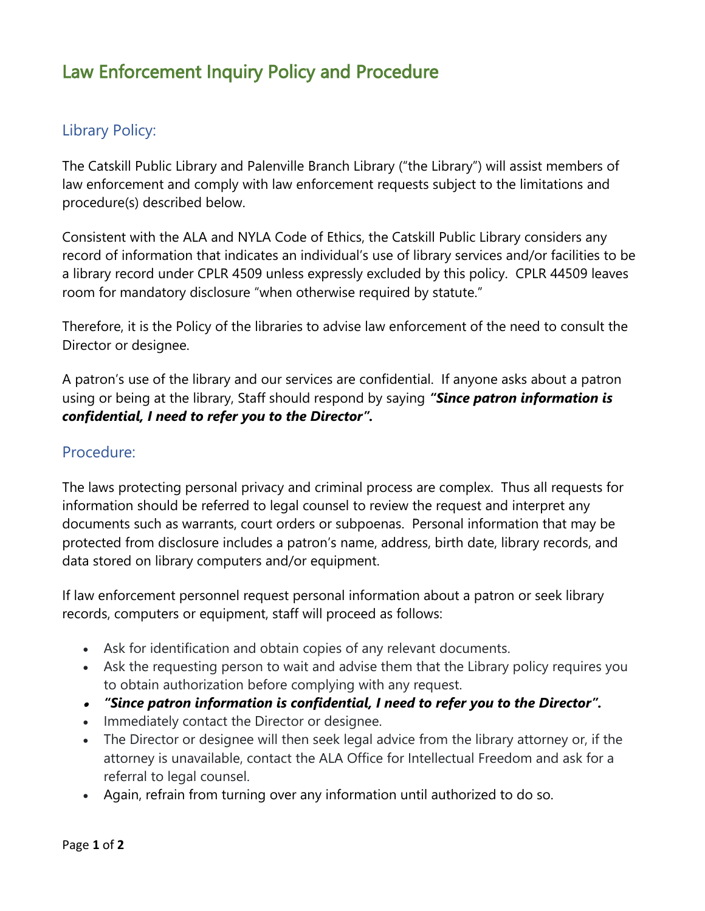# Law Enforcement Inquiry Policy and Procedure

## Library Policy:

The Catskill Public Library and Palenville Branch Library ("the Library") will assist members of law enforcement and comply with law enforcement requests subject to the limitations and procedure(s) described below.

Consistent with the ALA and NYLA Code of Ethics, the Catskill Public Library considers any record of information that indicates an individual's use of library services and/or facilities to be a library record under CPLR 4509 unless expressly excluded by this policy. CPLR 44509 leaves room for mandatory disclosure "when otherwise required by statute."

Therefore, it is the Policy of the libraries to advise law enforcement of the need to consult the Director or designee.

A patron's use of the library and our services are confidential. If anyone asks about a patron using or being at the library, Staff should respond by saying ***"Since patron information is confidential, I need to refer you to the Director".***

## Procedure:

The laws protecting personal privacy and criminal process are complex. Thus all requests for information should be referred to legal counsel to review the request and interpret any documents such as warrants, court orders or subpoenas. Personal information that may be protected from disclosure includes a patron's name, address, birth date, library records, and data stored on library computers and/or equipment.

If law enforcement personnel request personal information about a patron or seek library records, computers or equipment, staff will proceed as follows:

- Ask for identification and obtain copies of any relevant documents.
- Ask the requesting person to wait and advise them that the Library policy requires you to obtain authorization before complying with any request.
- ***"Since patron information is confidential, I need to refer you to the Director".***
- Immediately contact the Director or designee.
- The Director or designee will then seek legal advice from the library attorney or, if the attorney is unavailable, contact the ALA Office for Intellectual Freedom and ask for a referral to legal counsel.
- Again, refrain from turning over any information until authorized to do so.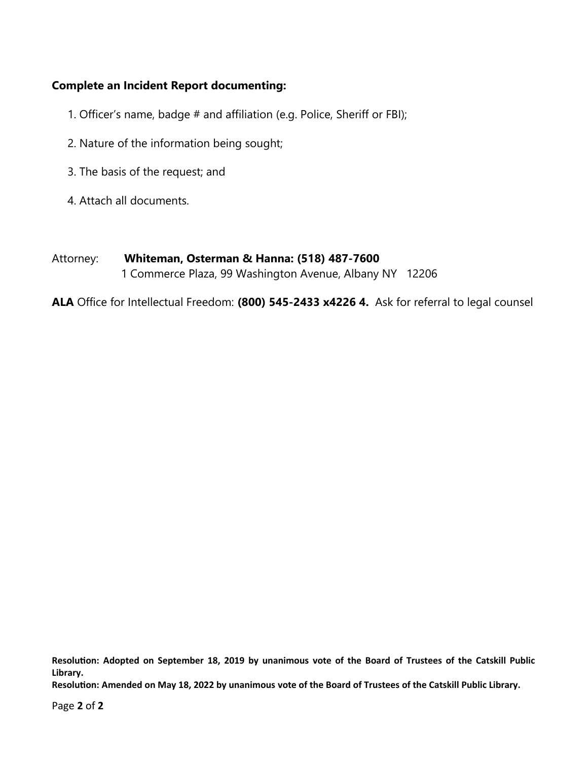**Complete an Incident Report documenting:**

1. Officer's name, badge # and affiliation (e.g. Police, Sheriff or FBI);
2. Nature of the information being sought;
3. The basis of the request; and
4. Attach all documents.

Attorney: **Whiteman, Osterman & Hanna: (518) 487-7600**
1 Commerce Plaza, 99 Washington Avenue, Albany NY 12206

**ALA** Office for Intellectual Freedom: **(800) 545-2433 x4226 4.** Ask for referral to legal counsel

**Resolution: Adopted on September 18, 2019 by unanimous vote of the Board of Trustees of the Catskill Public Library.**

**Resolution: Amended on May 18, 2022 by unanimous vote of the Board of Trustees of the Catskill Public Library.**